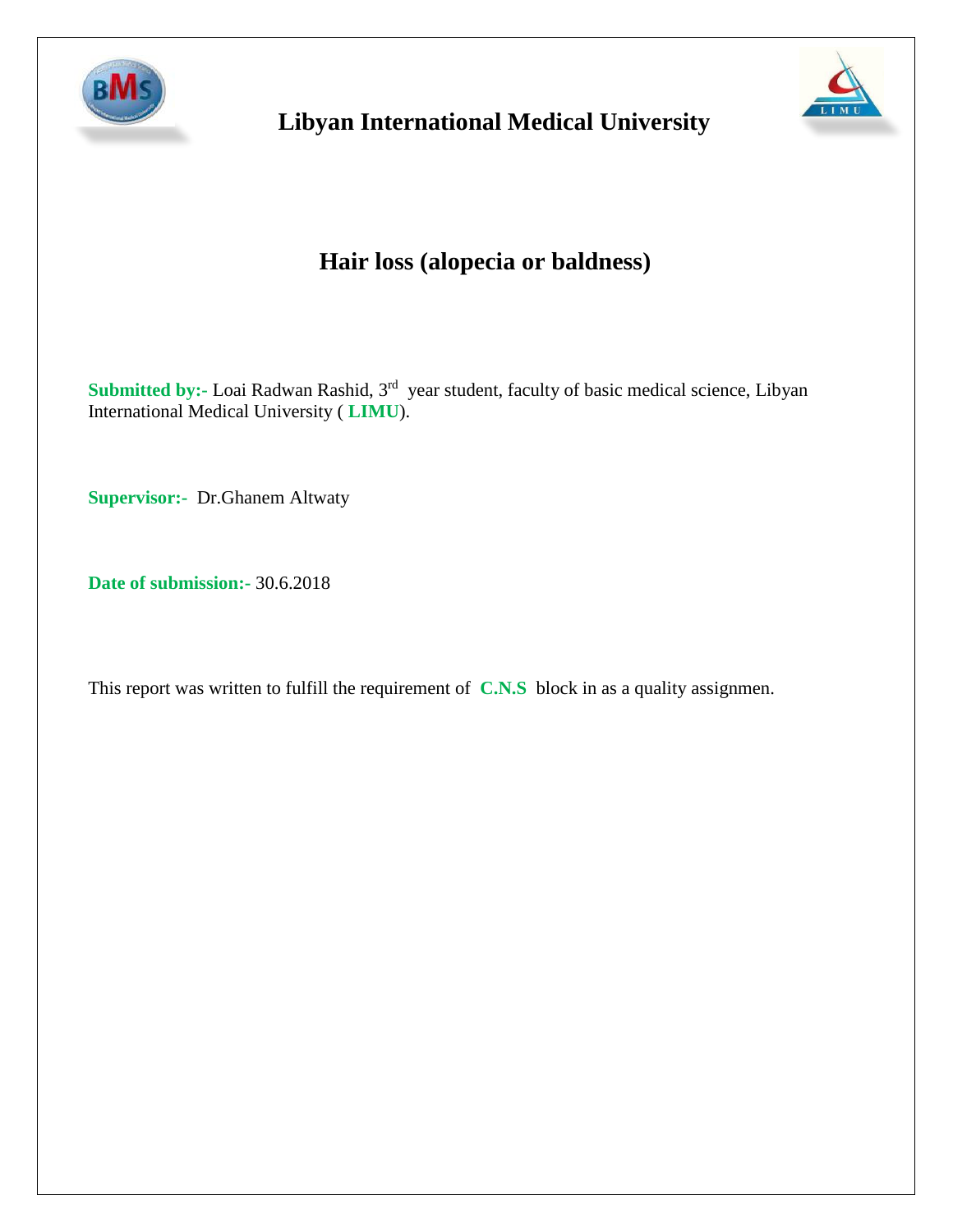# Libyan International Medical University

## Hair loss (alopecia or baldness)

**Submitted by:-** Loai Radwan Rashid, 3rd year student, faculty of basic medical science, Libyan International Medical University ( **LIMU**).

**Supervisor:-** Dr.Ghanem Altwaty

**Date of submission:-** 30.6.2018

This report was written to fulfill the requirement of **C.N.S** block in as a quality assignmen.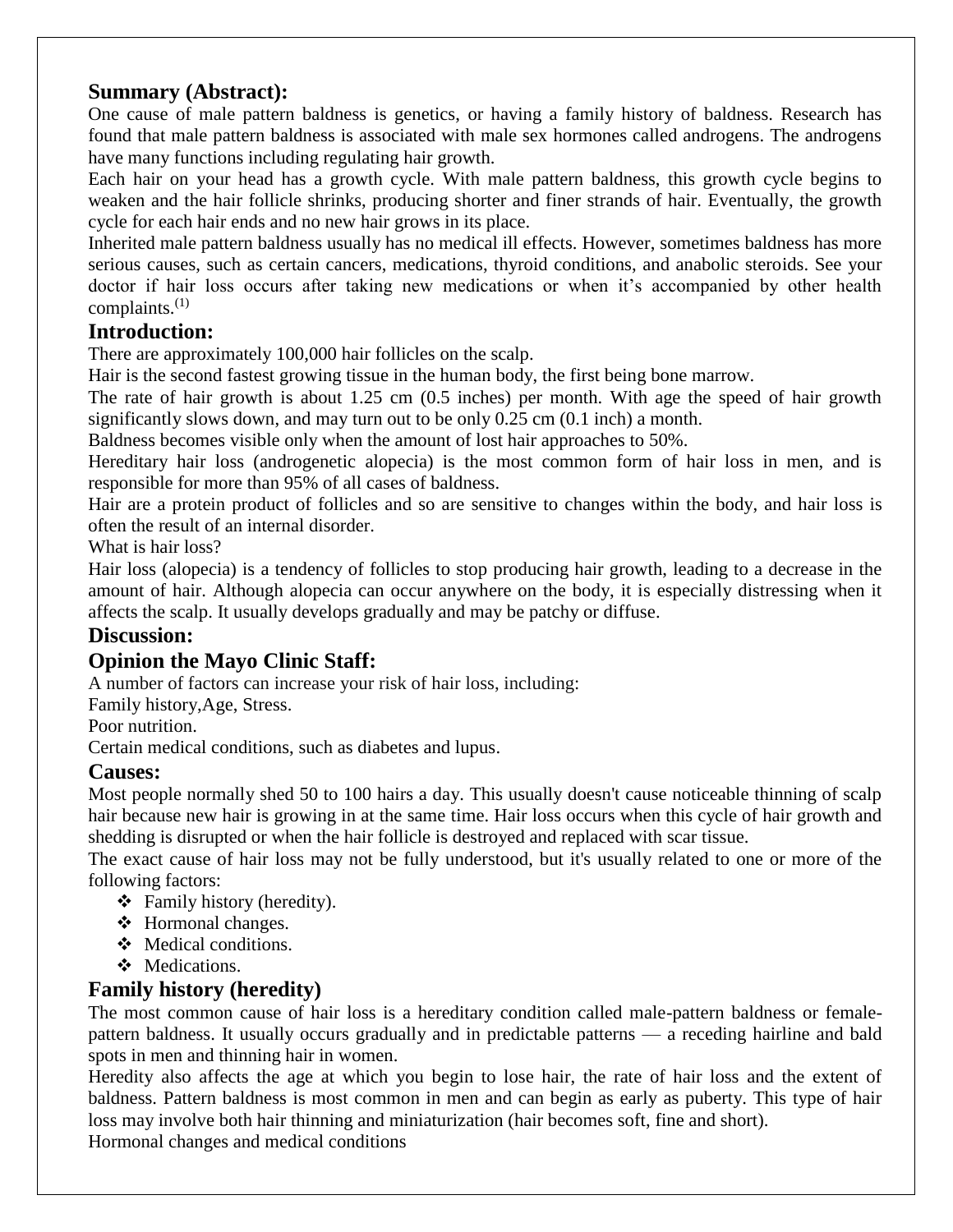## Summary (Abstract):

One cause of male pattern baldness is genetics, or having a family history of baldness. Research has found that male pattern baldness is associated with male sex hormones called androgens. The androgens have many functions including regulating hair growth.

Each hair on your head has a growth cycle. With male pattern baldness, this growth cycle begins to weaken and the hair follicle shrinks, producing shorter and finer strands of hair. Eventually, the growth cycle for each hair ends and no new hair grows in its place.

Inherited male pattern baldness usually has no medical ill effects. However, sometimes baldness has more serious causes, such as certain cancers, medications, thyroid conditions, and anabolic steroids. See your doctor if hair loss occurs after taking new medications or when it's accompanied by other health complaints.(1)

## Introduction:

There are approximately 100,000 hair follicles on the scalp.

Hair is the second fastest growing tissue in the human body, the first being bone marrow.

The rate of hair growth is about 1.25 cm (0.5 inches) per month. With age the speed of hair growth significantly slows down, and may turn out to be only 0.25 cm (0.1 inch) a month.

Baldness becomes visible only when the amount of lost hair approaches to 50%.

Hereditary hair loss (androgenetic alopecia) is the most common form of hair loss in men, and is responsible for more than 95% of all cases of baldness.

Hair are a protein product of follicles and so are sensitive to changes within the body, and hair loss is often the result of an internal disorder.

What is hair loss?

Hair loss (alopecia) is a tendency of follicles to stop producing hair growth, leading to a decrease in the amount of hair. Although alopecia can occur anywhere on the body, it is especially distressing when it affects the scalp. It usually develops gradually and may be patchy or diffuse.

## Discussion:

## Opinion the Mayo Clinic Staff:

A number of factors can increase your risk of hair loss, including:

Family history,Age, Stress.

Poor nutrition.

Certain medical conditions, such as diabetes and lupus.

## Causes:

Most people normally shed 50 to 100 hairs a day. This usually doesn't cause noticeable thinning of scalp hair because new hair is growing in at the same time. Hair loss occurs when this cycle of hair growth and shedding is disrupted or when the hair follicle is destroyed and replaced with scar tissue.

The exact cause of hair loss may not be fully understood, but it's usually related to one or more of the following factors:

- Family history (heredity).
- Hormonal changes.
- Medical conditions.
- Medications.

## Family history (heredity)

The most common cause of hair loss is a hereditary condition called male-pattern baldness or female-pattern baldness. It usually occurs gradually and in predictable patterns — a receding hairline and bald spots in men and thinning hair in women.

Heredity also affects the age at which you begin to lose hair, the rate of hair loss and the extent of baldness. Pattern baldness is most common in men and can begin as early as puberty. This type of hair loss may involve both hair thinning and miniaturization (hair becomes soft, fine and short).

Hormonal changes and medical conditions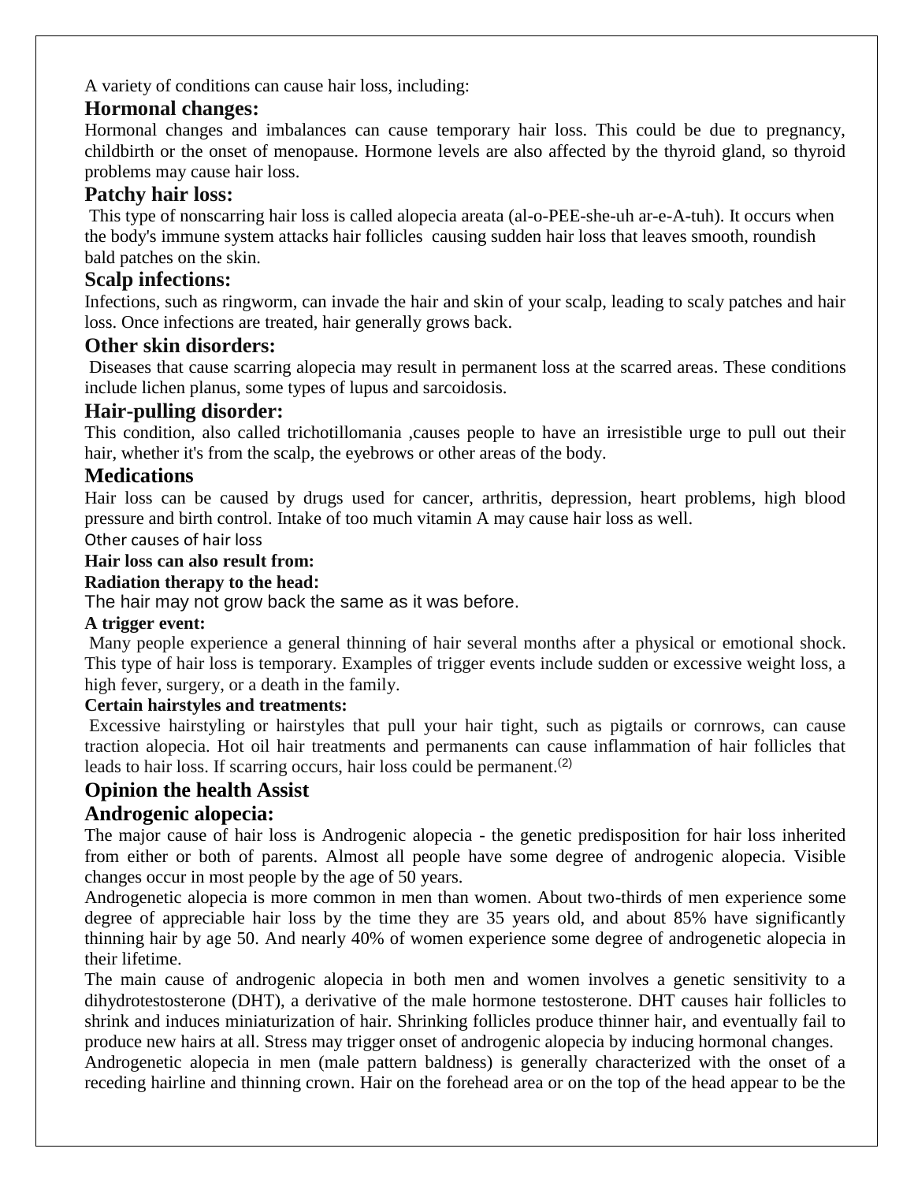A variety of conditions can cause hair loss, including:

### Hormonal changes:

Hormonal changes and imbalances can cause temporary hair loss. This could be due to pregnancy, childbirth or the onset of menopause. Hormone levels are also affected by the thyroid gland, so thyroid problems may cause hair loss.

### Patchy hair loss:

This type of nonscarring hair loss is called alopecia areata (al-o-PEE-she-uh ar-e-A-tuh). It occurs when the body's immune system attacks hair follicles causing sudden hair loss that leaves smooth, roundish bald patches on the skin.

### Scalp infections:

Infections, such as ringworm, can invade the hair and skin of your scalp, leading to scaly patches and hair loss. Once infections are treated, hair generally grows back.

### Other skin disorders:

Diseases that cause scarring alopecia may result in permanent loss at the scarred areas. These conditions include lichen planus, some types of lupus and sarcoidosis.

### Hair-pulling disorder:

This condition, also called trichotillomania ,causes people to have an irresistible urge to pull out their hair, whether it's from the scalp, the eyebrows or other areas of the body.

### Medications

Hair loss can be caused by drugs used for cancer, arthritis, depression, heart problems, high blood pressure and birth control. Intake of too much vitamin A may cause hair loss as well.

Other causes of hair loss

**Hair loss can also result from:**

**Radiation therapy to the head:**

The hair may not grow back the same as it was before.

**A trigger event:**

Many people experience a general thinning of hair several months after a physical or emotional shock. This type of hair loss is temporary. Examples of trigger events include sudden or excessive weight loss, a high fever, surgery, or a death in the family.

**Certain hairstyles and treatments:**

Excessive hairstyling or hairstyles that pull your hair tight, such as pigtails or cornrows, can cause traction alopecia. Hot oil hair treatments and permanents can cause inflammation of hair follicles that leads to hair loss. If scarring occurs, hair loss could be permanent.[2]

### Opinion the health Assist

### Androgenic alopecia:

The major cause of hair loss is Androgenic alopecia - the genetic predisposition for hair loss inherited from either or both of parents. Almost all people have some degree of androgenic alopecia. Visible changes occur in most people by the age of 50 years.

Androgenetic alopecia is more common in men than women. About two-thirds of men experience some degree of appreciable hair loss by the time they are 35 years old, and about 85% have significantly thinning hair by age 50. And nearly 40% of women experience some degree of androgenetic alopecia in their lifetime.

The main cause of androgenic alopecia in both men and women involves a genetic sensitivity to a dihydrotestosterone (DHT), a derivative of the male hormone testosterone. DHT causes hair follicles to shrink and induces miniaturization of hair. Shrinking follicles produce thinner hair, and eventually fail to produce new hairs at all. Stress may trigger onset of androgenic alopecia by inducing hormonal changes.

Androgenetic alopecia in men (male pattern baldness) is generally characterized with the onset of a receding hairline and thinning crown. Hair on the forehead area or on the top of the head appear to be the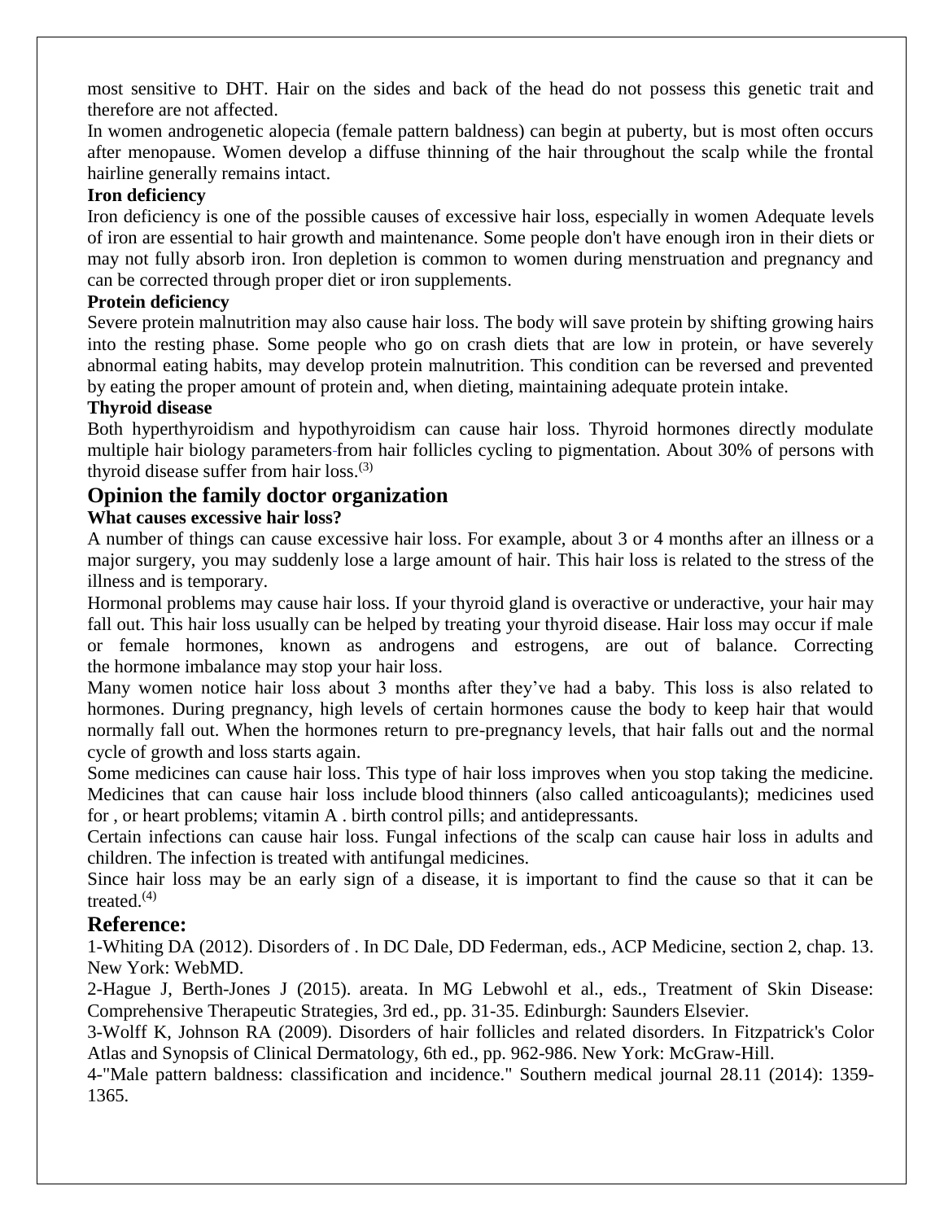most sensitive to DHT. Hair on the sides and back of the head do not possess this genetic trait and therefore are not affected.

In women androgenetic alopecia (female pattern baldness) can begin at puberty, but is most often occurs after menopause. Women develop a diffuse thinning of the hair throughout the scalp while the frontal hairline generally remains intact.

**Iron deficiency**

Iron deficiency is one of the possible causes of excessive hair loss, especially in women Adequate levels of iron are essential to hair growth and maintenance. Some people don't have enough iron in their diets or may not fully absorb iron. Iron depletion is common to women during menstruation and pregnancy and can be corrected through proper diet or iron supplements.

**Protein deficiency**

Severe protein malnutrition may also cause hair loss. The body will save protein by shifting growing hairs into the resting phase. Some people who go on crash diets that are low in protein, or have severely abnormal eating habits, may develop protein malnutrition. This condition can be reversed and prevented by eating the proper amount of protein and, when dieting, maintaining adequate protein intake.

**Thyroid disease**

Both hyperthyroidism and hypothyroidism can cause hair loss. Thyroid hormones directly modulate multiple hair biology parameters from hair follicles cycling to pigmentation. About 30% of persons with thyroid disease suffer from hair loss.[3]

## Opinion the family doctor organization

**What causes excessive hair loss?**

A number of things can cause excessive hair loss. For example, about 3 or 4 months after an illness or a major surgery, you may suddenly lose a large amount of hair. This hair loss is related to the stress of the illness and is temporary.

Hormonal problems may cause hair loss. If your thyroid gland is overactive or underactive, your hair may fall out. This hair loss usually can be helped by treating your thyroid disease. Hair loss may occur if male or female hormones, known as androgens and estrogens, are out of balance. Correcting the hormone imbalance may stop your hair loss.

Many women notice hair loss about 3 months after they've had a baby. This loss is also related to hormones. During pregnancy, high levels of certain hormones cause the body to keep hair that would normally fall out. When the hormones return to pre-pregnancy levels, that hair falls out and the normal cycle of growth and loss starts again.

Some medicines can cause hair loss. This type of hair loss improves when you stop taking the medicine. Medicines that can cause hair loss include blood thinners (also called anticoagulants); medicines used for , or heart problems; vitamin A . birth control pills; and antidepressants.

Certain infections can cause hair loss. Fungal infections of the scalp can cause hair loss in adults and children. The infection is treated with antifungal medicines.

Since hair loss may be an early sign of a disease, it is important to find the cause so that it can be treated.[4]

## Reference:

1-Whiting DA (2012). Disorders of . In DC Dale, DD Federman, eds., ACP Medicine, section 2, chap. 13. New York: WebMD.

2-Hague J, Berth-Jones J (2015). areata. In MG Lebwohl et al., eds., Treatment of Skin Disease: Comprehensive Therapeutic Strategies, 3rd ed., pp. 31-35. Edinburgh: Saunders Elsevier.

3-Wolff K, Johnson RA (2009). Disorders of hair follicles and related disorders. In Fitzpatrick's Color Atlas and Synopsis of Clinical Dermatology, 6th ed., pp. 962-986. New York: McGraw-Hill.

4-"Male pattern baldness: classification and incidence." Southern medical journal 28.11 (2014): 1359-1365.